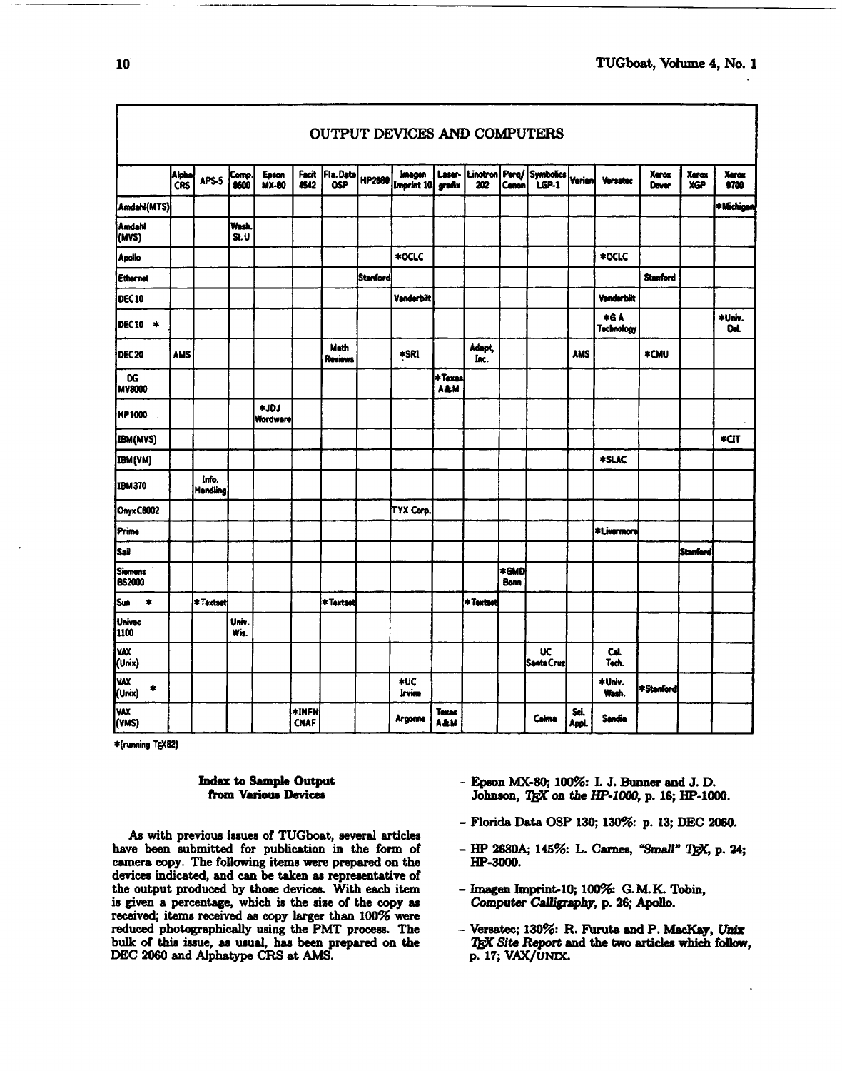## OUTPUT DEVICES AND COMPUTERS

| | Alpha CRS | APS-5 | Comp. 8600 | Epson MX-80 | Facit 4542 | Fla. Data OSP | HP2680 | Imagen Imprint 10 | Laser-grafix | Linotron 202 | Perq/ Canon | Symbolics LGP-1 | Varian | Versatec | Xerox Dover | Xerox XGP | Xerox 9700 |
|---|---|---|---|---|---|---|---|---|---|---|---|---|---|---|---|---|---|
| Amdahl(MTS) | | | | | | | | | | | | | | | | | *Michigan |
| Amdahl (MVS) | | | Wash. St. U | | | | | | | | | | | | | | |
| Apollo | | | | | | | | *OCLC | | | | | | *OCLC | | | |
| Ethernet | | | | | | | Stanford | | | | | | | | Stanford | | |
| DEC10 | | | | | | | | Vanderbilt | | | | | | Vanderbilt | | | |
| DEC10 * | | | | | | | | | | | | | | *G A Technology | | | *Univ. Del. |
| DEC20 | AMS | | | | | Math Reviews | | *SRI | | Adapt, Inc. | | | AMS | | *CMU | | |
| DG MV8000 | | | | | | | | | *Texas A&M | | | | | | | | |
| HP1000 | | | | *JDJ Wordware | | | | | | | | | | | | | |
| IBM(MVS) | | | | | | | | | | | | | | | | | *CIT |
| IBM(VM) | | | | | | | | | | | | | | *SLAC | | | |
| IBM370 | | Info. Handling | | | | | | | | | | | | | | | |
| Onyx C8002 | | | | | | | | TYX Corp. | | | | | | | | | |
| Prime | | | | | | | | | | | | | | *Livermore | | | |
| Sail | | | | | | | | | | | | | | | | Stanford | |
| Siemens BS2000 | | | | | | | | | | | *GMD Bonn | | | | | | |
| Sun * | | *Textset | | | | *Textset | | | | *Textset | | | | | | | |
| Univac 1100 | | | Univ. Wis. | | | | | | | | | | | | | | |
| VAX (Unix) | | | | | | | | | | | | UC Santa Cruz | | Cal. Tech. | | | |
| VAX (Unix) * | | | | | | | | *UC Irvine | | | | | | *Univ. Wash. | *Stanford | | |
| VAX (VMS) | | | | | *INFN CNAF | | | Argonne | Texas A&M | | | Calma | Sci. Appl. | Sandia | | | |

*(running TeX82)

### Index to Sample Output from Various Devices

As with previous issues of TUGboat, several articles have been submitted for publication in the form of camera copy. The following items were prepared on the devices indicated, and can be taken as representative of the output produced by those devices. With each item is given a percentage, which is the size of the copy as received; items received as copy larger than 100% were reduced photographically using the PMT process. The bulk of this issue, as usual, has been prepared on the DEC 2060 and Alphatype CRS at AMS.

- Epson MX-80; 100%: I. J. Bunner and J. D. Johnson, *TEX on the HP-1000*, p. 16; HP-1000.
- Florida Data OSP 130; 130%: p. 13; DEC 2060.
- HP 2680A; 145%: L. Carnes, *"Small" TEX*, p. 24; HP-3000.
- Imagen Imprint-10; 100%: G.M.K. Tobin, *Computer Calligraphy*, p. 26; Apollo.
- Versatec; 130%: R. Furuta and P. MacKay, *Unix TEX Site Report* and the two articles which follow, p. 17; VAX/UNIX.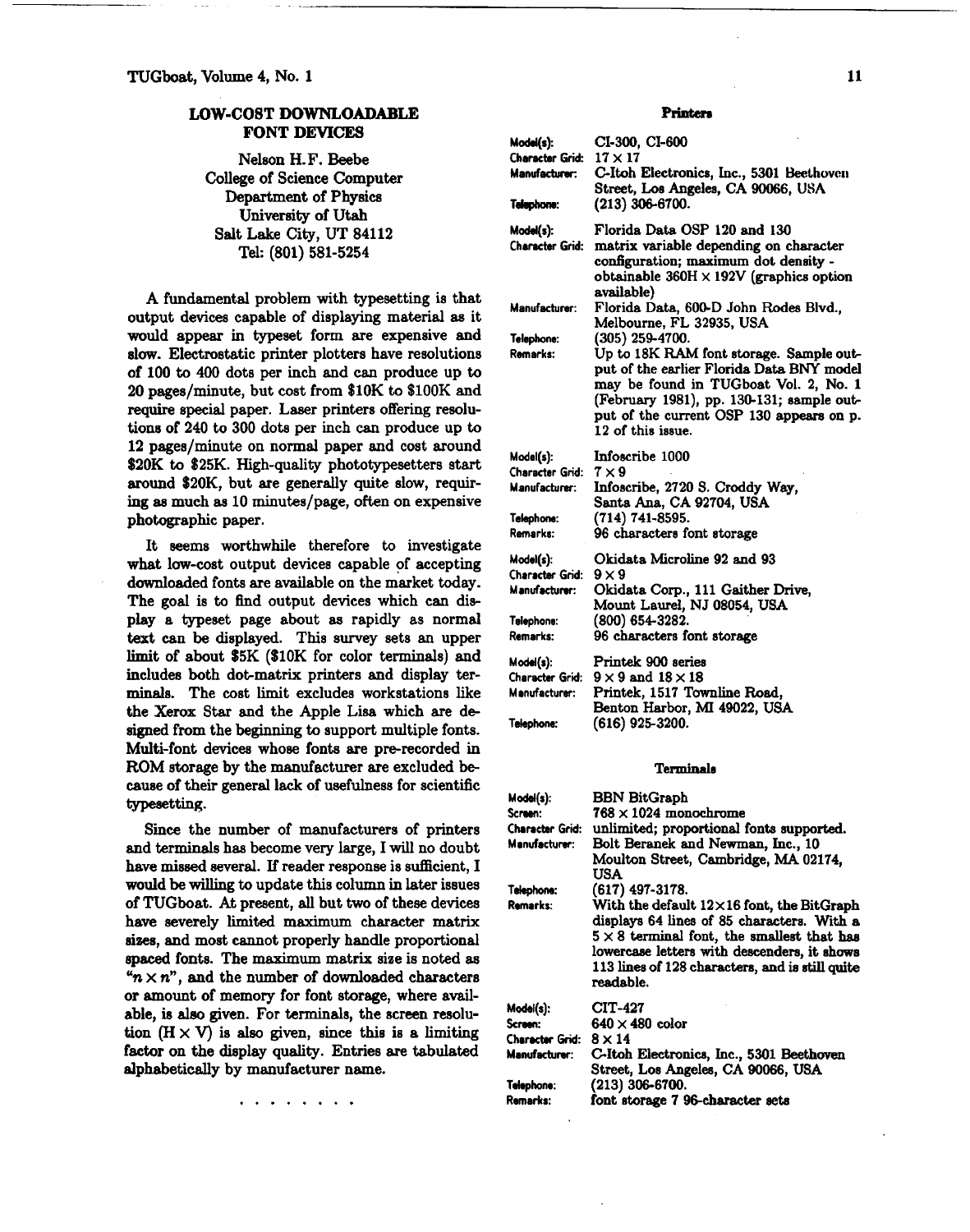## LOW-COST DOWNLOADABLE FONT DEVICES

Nelson H. F. Beebe
College of Science Computer
Department of Physics
University of Utah
Salt Lake City, UT 84112
Tel: (801) 581-5254

A fundamental problem with typesetting is that output devices capable of displaying material as it would appear in typeset form are expensive and slow. Electrostatic printer plotters have resolutions of 100 to 400 dots per inch and can produce up to 20 pages/minute, but cost from \$10K to \$100K and require special paper. Laser printers offering resolutions of 240 to 300 dots per inch can produce up to 12 pages/minute on normal paper and cost around \$20K to \$25K. High-quality phototypesetters start around \$20K, but are generally quite slow, requiring as much as 10 minutes/page, often on expensive photographic paper.

It seems worthwhile therefore to investigate what low-cost output devices capable of accepting downloaded fonts are available on the market today. The goal is to find output devices which can display a typeset page about as rapidly as normal text can be displayed. This survey sets an upper limit of about \$5K (\$10K for color terminals) and includes both dot-matrix printers and display terminals. The cost limit excludes workstations like the Xerox Star and the Apple Lisa which are designed from the beginning to support multiple fonts. Multi-font devices whose fonts are pre-recorded in ROM storage by the manufacturer are excluded because of their general lack of usefulness for scientific typesetting.

Since the number of manufacturers of printers and terminals has become very large, I will no doubt have missed several. If reader response is sufficient, I would be willing to update this column in later issues of TUGboat. At present, all but two of these devices have severely limited maximum character matrix sizes, and most cannot properly handle proportional spaced fonts. The maximum matrix size is noted as "$n \times n$", and the number of downloaded characters or amount of memory for font storage, where available, is also given. For terminals, the screen resolution (H × V) is also given, since this is a limiting factor on the display quality. Entries are tabulated alphabetically by manufacturer name.

. . . . . . . . .

### Printers

**Model(s):** CI-300, CI-600
**Character Grid:** 17 × 17
**Manufacturer:** C-Itoh Electronics, Inc., 5301 Beethoven Street, Los Angeles, CA 90066, USA
**Telephone:** (213) 306-6700.

**Model(s):** Florida Data OSP 120 and 130
**Character Grid:** matrix variable depending on character configuration; maximum dot density - obtainable 360H × 192V (graphics option available)
**Manufacturer:** Florida Data, 600-D John Rodes Blvd., Melbourne, FL 32935, USA
**Telephone:** (305) 259-4700.
**Remarks:** Up to 18K RAM font storage. Sample output of the earlier Florida Data BNY model may be found in TUGboat Vol. 2, No. 1 (February 1981), pp. 130-131; sample output of the current OSP 130 appears on p. 12 of this issue.

**Model(s):** Infoscribe 1000
**Character Grid:** 7 × 9
**Manufacturer:** Infoscribe, 2720 S. Croddy Way, Santa Ana, CA 92704, USA
**Telephone:** (714) 741-8595.
**Remarks:** 96 characters font storage

**Model(s):** Okidata Microline 92 and 93
**Character Grid:** 9 × 9
**Manufacturer:** Okidata Corp., 111 Gaither Drive, Mount Laurel, NJ 08054, USA
**Telephone:** (800) 654-3282.
**Remarks:** 96 characters font storage

**Model(s):** Printek 900 series
**Character Grid:** 9 × 9 and 18 × 18
**Manufacturer:** Printek, 1517 Townline Road, Benton Harbor, MI 49022, USA
**Telephone:** (616) 925-3200.

### Terminals

**Model(s):** BBN BitGraph
**Screen:** 768 × 1024 monochrome
**Character Grid:** unlimited; proportional fonts supported.
**Manufacturer:** Bolt Beranek and Newman, Inc., 10 Moulton Street, Cambridge, MA 02174, USA
**Telephone:** (617) 497-3178.
**Remarks:** With the default 12×16 font, the BitGraph displays 64 lines of 85 characters. With a 5 × 8 terminal font, the smallest that has lowercase letters with descenders, it shows 113 lines of 128 characters, and is still quite readable.

**Model(s):** CIT-427
**Screen:** 640 × 480 color
**Character Grid:** 8 × 14
**Manufacturer:** C-Itoh Electronics, Inc., 5301 Beethoven Street, Los Angeles, CA 90066, USA
**Telephone:** (213) 306-6700.
**Remarks:** font storage 7 96-character sets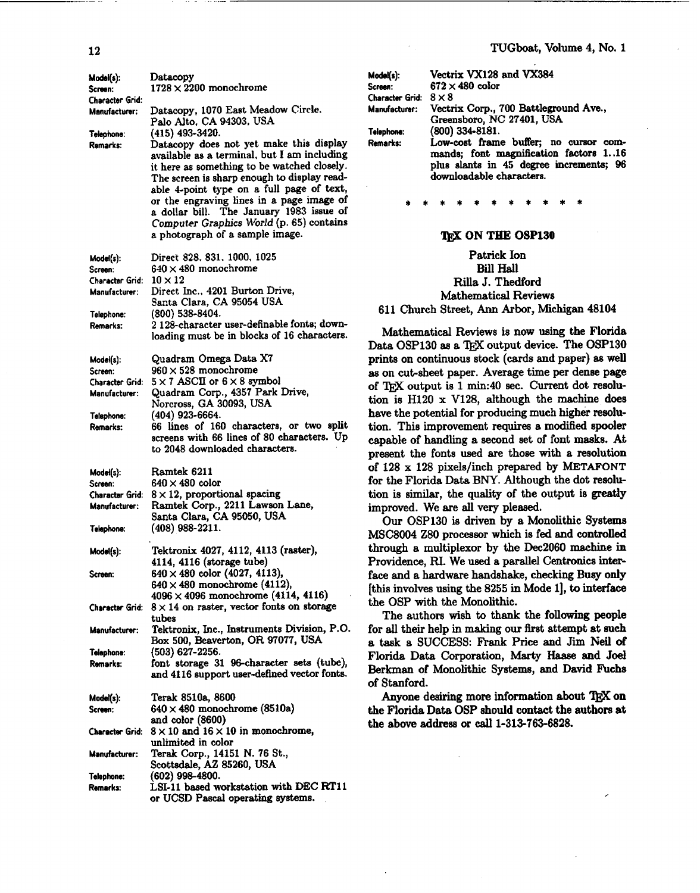**Model(s):** Datacopy
**Screen:** $1728 \times 2200$ monochrome
**Character Grid:**
**Manufacturer:** Datacopy, 1070 East Meadow Circle, Palo Alto, CA 94303, USA
**Telephone:** (415) 493-3420.
**Remarks:** Datacopy does not yet make this display available as a terminal, but I am including it here as something to be watched closely. The screen is sharp enough to display readable 4-point type on a full page of text, or the engraving lines in a page image of a dollar bill. The January 1983 issue of *Computer Graphics World* (p. 65) contains a photograph of a sample image.

**Model(s):** Direct 828, 831, 1000, 1025
**Screen:** $640 \times 480$ monochrome
**Character Grid:** $10 \times 12$
**Manufacturer:** Direct Inc., 4201 Burton Drive, Santa Clara, CA 95054 USA
**Telephone:** (800) 538-8404.
**Remarks:** 2 128-character user-definable fonts; downloading must be in blocks of 16 characters.

**Model(s):** Quadram Omega Data X7
**Screen:** $960 \times 528$ monochrome
**Character Grid:** $5 \times 7$ ASCII or $6 \times 8$ symbol
**Manufacturer:** Quadram Corp., 4357 Park Drive, Norcross, GA 30093, USA
**Telephone:** (404) 923-6664.
**Remarks:** 66 lines of 160 characters, or two split screens with 66 lines of 80 characters. Up to 2048 downloaded characters.

**Model(s):** Ramtek 6211
**Screen:** $640 \times 480$ color
**Character Grid:** $8 \times 12$, proportional spacing
**Manufacturer:** Ramtek Corp., 2211 Lawson Lane, Santa Clara, CA 95050, USA
**Telephone:** (408) 988-2211.

**Model(s):** Tektronix 4027, 4112, 4113 (raster), 4114, 4116 (storage tube)
**Screen:** $640 \times 480$ color (4027, 4113), $640 \times 480$ monochrome (4112), $4096 \times 4096$ monochrome (4114, 4116)
**Character Grid:** $8 \times 14$ on raster, vector fonts on storage tubes
**Manufacturer:** Tektronix, Inc., Instruments Division, P.O. Box 500, Beaverton, OR 97077, USA
**Telephone:** (503) 627-2256.
**Remarks:** font storage 31 96-character sets (tube), and 4116 support user-defined vector fonts.

**Model(s):** Terak 8510a, 8600
**Screen:** $640 \times 480$ monochrome (8510a) and color (8600)
**Character Grid:** $8 \times 10$ and $16 \times 10$ in monochrome, unlimited in color
**Manufacturer:** Terak Corp., 14151 N. 76 St., Scottsdale, AZ 85260, USA
**Telephone:** (602) 998-4800.
**Remarks:** LSI-11 based workstation with DEC RT11 or UCSD Pascal operating systems.

**Model(s):** Vectrix VX128 and VX384
**Screen:** $672 \times 480$ color
**Character Grid:** $8 \times 8$
**Manufacturer:** Vectrix Corp., 700 Battleground Ave., Greensboro, NC 27401, USA
**Telephone:** (800) 334-8181.
**Remarks:** Low-cost frame buffer; no cursor commands; font magnification factors 1..16 plus slants in 45 degree increments; 96 downloadable characters.

\* \* \* \* \* \* \* \* \* \* \*

## TeX ON THE OSP130

Patrick Ion
Bill Hall
Rilla J. Thedford
Mathematical Reviews
611 Church Street, Ann Arbor, Michigan 48104

Mathematical Reviews is now using the Florida Data OSP130 as a TeX output device. The OSP130 prints on continuous stock (cards and paper) as well as on cut-sheet paper. Average time per dense page of TeX output is 1 min:40 sec. Current dot resolution is H120 x V128, although the machine does have the potential for producing much higher resolution. This improvement requires a modified spooler capable of handling a second set of font masks. At present the fonts used are those with a resolution of 128 x 128 pixels/inch prepared by METAFONT for the Florida Data BNY. Although the dot resolution is similar, the quality of the output is greatly improved. We are all very pleased.

Our OSP130 is driven by a Monolithic Systems MSC8004 Z80 processor which is fed and controlled through a multiplexor by the Dec2060 machine in Providence, RI. We used a parallel Centronics interface and a hardware handshake, checking Busy only [this involves using the 8255 in Mode 1], to interface the OSP with the Monolithic.

The authors wish to thank the following people for all their help in making our first attempt at such a task a SUCCESS: Frank Price and Jim Neil of Florida Data Corporation, Marty Haase and Joel Berkman of Monolithic Systems, and David Fuchs of Stanford.

Anyone desiring more information about TeX on the Florida Data OSP should contact the authors at the above address or call 1-313-763-6828.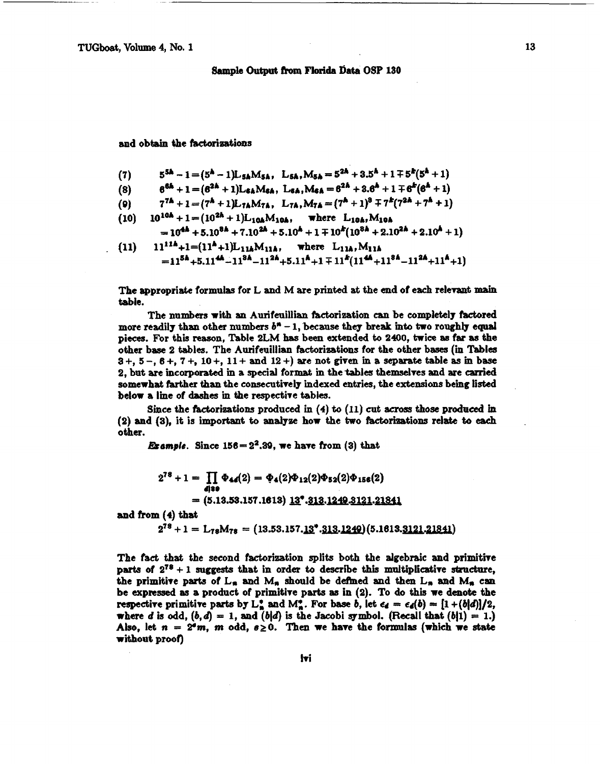## Sample Output from Florida Data OSP 130

and obtain the factorizations

(7) $\quad 5^{5h}-1=(5^h-1)L_{5h}M_{5h}, \quad L_{5h},M_{5h}=5^{2h}+3.5^h+1\mp 5^k(5^h+1)$

(8) $\quad 6^{6h}+1=(6^{2h}+1)L_{6h}M_{6h}, \quad L_{6h},M_{6h}=6^{2h}+3.6^h+1\mp 6^k(6^h+1)$

(9) $\quad 7^{7h}+1=(7^h+1)L_{7h}M_{7h}, \quad L_{7h},M_{7h}=(7^h+1)^3\mp 7^k(7^{2h}+7^h+1)$

(10) $\quad 10^{10h}+1=(10^{2h}+1)L_{10h}M_{10h}, \quad$ where $L_{10h},M_{10h}$
$= 10^{4h}+5.10^{3h}+7.10^{2h}+5.10^h+1\mp 10^k(10^{3h}+2.10^{2h}+2.10^h+1)$

(11) $\quad 11^{11h}+1=(11^h+1)L_{11h}M_{11h}, \quad$ where $L_{11h},M_{11h}$
$=11^{5h}+5.11^{4h}-11^{3h}-11^{2h}+5.11^h+1\mp 11^k(11^{4h}+11^{3h}-11^{2h}+11^h+1)$

The appropriate formulas for L and M are printed at the end of each relevant main table.

The numbers with an Aurifeuillian factorization can be completely factored more readily than other numbers $b^n-1$, because they break into two roughly equal pieces. For this reason, Table 2LM has been extended to 2400, twice as far as the other base 2 tables. The Aurifeuillian factorizations for the other bases (in Tables 3+, 5−, 6+, 7+, 10+, 11+ and 12+) are not given in a separate table as in base 2, but are incorporated in a special format in the tables themselves and are carried somewhat farther than the consecutively indexed entries, the extensions being listed below a line of dashes in the respective tables.

Since the factorizations produced in (4) to (11) cut across those produced in (2) and (3), it is important to analyze how the two factorizations relate to each other.

*Example.* Since $156=2^2.39$, we have from (3) that

$$2^{78}+1=\prod_{d|39}\Phi_{4d}(2)=\Phi_4(2)\Phi_{12}(2)\Phi_{52}(2)\Phi_{156}(2)$$
$$=(5.13.53.157.1613)\ \underline{13}^{*}.\underline{313}.\underline{1249}.\underline{3121}.\underline{21841}$$

and from (4) that

$$2^{78}+1=L_{78}M_{78}=(13.53.157.\underline{13}^{*}.\underline{313}.\underline{1249})(5.1613.\underline{3121}.\underline{21841})$$

The fact that the second factorization splits both the algebraic and primitive parts of $2^{78}+1$ suggests that in order to describe this multiplicative structure, the primitive parts of $L_n$ and $M_n$ should be defined and then $L_n$ and $M_n$ can be expressed as a product of primitive parts as in (2). To do this we denote the respective primitive parts by $L_n^*$ and $M_n^*$. For base $b$, let $\epsilon_d=\epsilon_d(b)=[1+(b|d)]/2$, where $d$ is odd, $(b,d)=1$, and $(b|d)$ is the Jacobi symbol. (Recall that $(b|1)=1$.) Also, let $n=2^s m$, $m$ odd, $s\geq 0$. Then we have the formulas (which we state without proof)